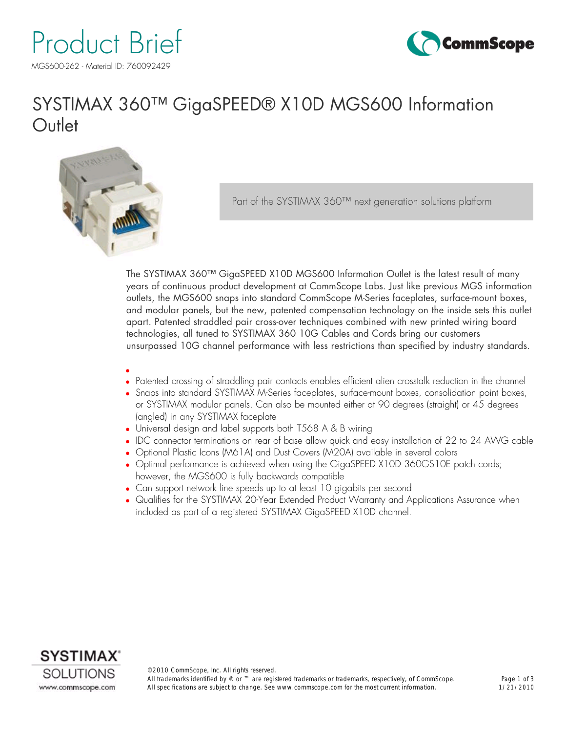# Product Brief

MGS600-262 - Material ID: 760092429

## SYSTIMAX 360™ GigaSPEED® X10D MGS600 Information Outlet

Part of the SYSTIMAX 360™ next generation solutions platform

The SYSTIMAX 360™ GigaSPEED X10D MGS600 Information Outlet is the latest result of many years of continuous product development at CommScope Labs. Just like previous MGS information outlets, the MGS600 snaps into standard CommScope M-Series faceplates, surface-mount boxes, and modular panels, but the new, patented compensation technology on the inside sets this outlet apart. Patented straddled pair cross-over techniques combined with new printed wiring board technologies, all tuned to SYSTIMAX 360 10G Cables and Cords bring our customers unsurpassed 10G channel performance with less restrictions than specified by industry standards.

- Patented crossing of straddling pair contacts enables efficient alien crosstalk reduction in the channel
- Snaps into standard SYSTIMAX M-Series faceplates, surface-mount boxes, consolidation point boxes, or SYSTIMAX modular panels. Can also be mounted either at 90 degrees (straight) or 45 degrees (angled) in any SYSTIMAX faceplate
- Universal design and label supports both T568 A & B wiring
- IDC connector terminations on rear of base allow quick and easy installation of 22 to 24 AWG cable
- Optional Plastic Icons (M61A) and Dust Covers (M20A) available in several colors
- Optimal performance is achieved when using the GigaSPEED X10D 360GS10E patch cords; however, the MGS600 is fully backwards compatible
- Can support network line speeds up to at least 10 gigabits per second
- Qualifies for the SYSTIMAX 20-Year Extended Product Warranty and Applications Assurance when included as part of a registered SYSTIMAX GigaSPEED X10D channel.

©2010 CommScope, Inc. All rights reserved.
All trademarks identified by ® or ™ are registered trademarks or trademarks, respectively, of CommScope.
All specifications are subject to change. See www.commscope.com for the most current information.

1/21/2010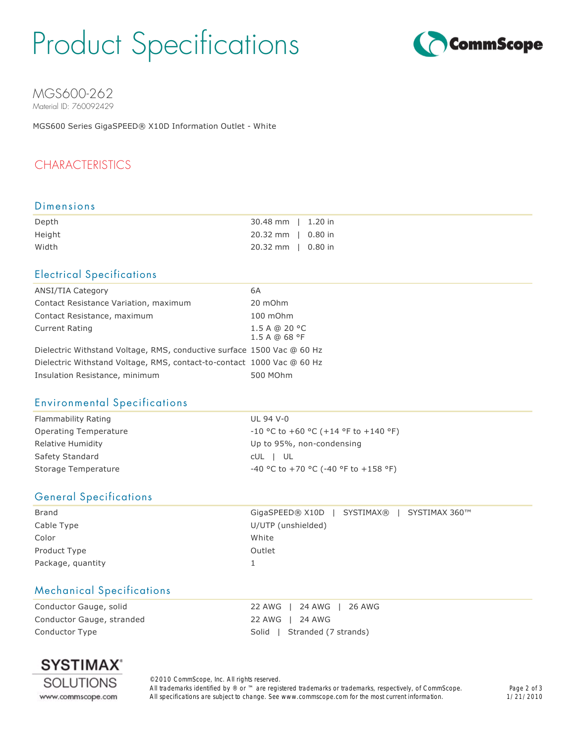# Product Specifications

## MGS600-262

Material ID: 760092429

MGS600 Series GigaSPEED® X10D Information Outlet - White

## CHARACTERISTICS

### Dimensions

| | |
|---|---|
| Depth | 30.48 mm \| 1.20 in |
| Height | 20.32 mm \| 0.80 in |
| Width | 20.32 mm \| 0.80 in |

### Electrical Specifications

| | |
|---|---|
| ANSI/TIA Category | 6A |
| Contact Resistance Variation, maximum | 20 mOhm |
| Contact Resistance, maximum | 100 mOhm |
| Current Rating | 1.5 A @ 20 °C<br>1.5 A @ 68 °F |
| Dielectric Withstand Voltage, RMS, conductive surface | 1500 Vac @ 60 Hz |
| Dielectric Withstand Voltage, RMS, contact-to-contact | 1000 Vac @ 60 Hz |
| Insulation Resistance, minimum | 500 MOhm |

### Environmental Specifications

| | |
|---|---|
| Flammability Rating | UL 94 V-0 |
| Operating Temperature | -10 °C to +60 °C (+14 °F to +140 °F) |
| Relative Humidity | Up to 95%, non-condensing |
| Safety Standard | cUL \| UL |
| Storage Temperature | -40 °C to +70 °C (-40 °F to +158 °F) |

### General Specifications

| | |
|---|---|
| Brand | GigaSPEED® X10D \| SYSTIMAX® \| SYSTIMAX 360™ |
| Cable Type | U/UTP (unshielded) |
| Color | White |
| Product Type | Outlet |
| Package, quantity | 1 |

### Mechanical Specifications

| | |
|---|---|
| Conductor Gauge, solid | 22 AWG \| 24 AWG \| 26 AWG |
| Conductor Gauge, stranded | 22 AWG \| 24 AWG |
| Conductor Type | Solid \| Stranded (7 strands) |

©2010 CommScope, Inc. All rights reserved.
All trademarks identified by ® or ™ are registered trademarks or trademarks, respectively, of CommScope.
All specifications are subject to change. See www.commscope.com for the most current information.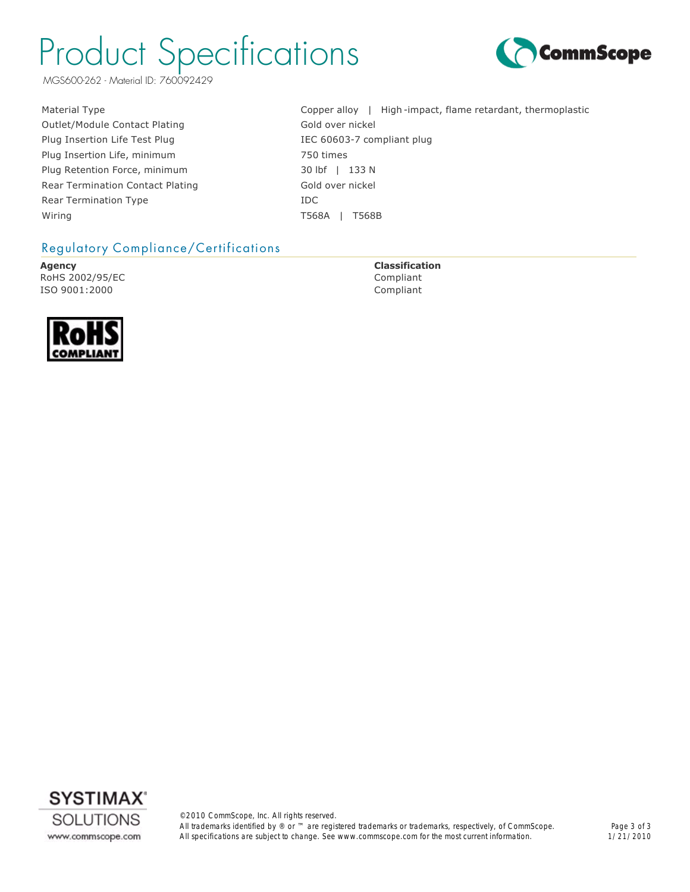# Product Specifications

MGS600-262 - Material ID: 760092429

| | |
|---|---|
| Material Type | Copper alloy \| High-impact, flame retardant, thermoplastic |
| Outlet/Module Contact Plating | Gold over nickel |
| Plug Insertion Life Test Plug | IEC 60603-7 compliant plug |
| Plug Insertion Life, minimum | 750 times |
| Plug Retention Force, minimum | 30 lbf \| 133 N |
| Rear Termination Contact Plating | Gold over nickel |
| Rear Termination Type | IDC |
| Wiring | T568A \| T568B |

## Regulatory Compliance/Certifications

| Agency | Classification |
|---|---|
| RoHS 2002/95/EC | Compliant |
| ISO 9001:2000 | Compliant |

RoHS COMPLIANT

SYSTIMAX® SOLUTIONS
www.commscope.com

©2010 CommScope, Inc. All rights reserved.
All trademarks identified by ® or ™ are registered trademarks or trademarks, respectively, of CommScope.
All specifications are subject to change. See www.commscope.com for the most current information.

1/21/2010